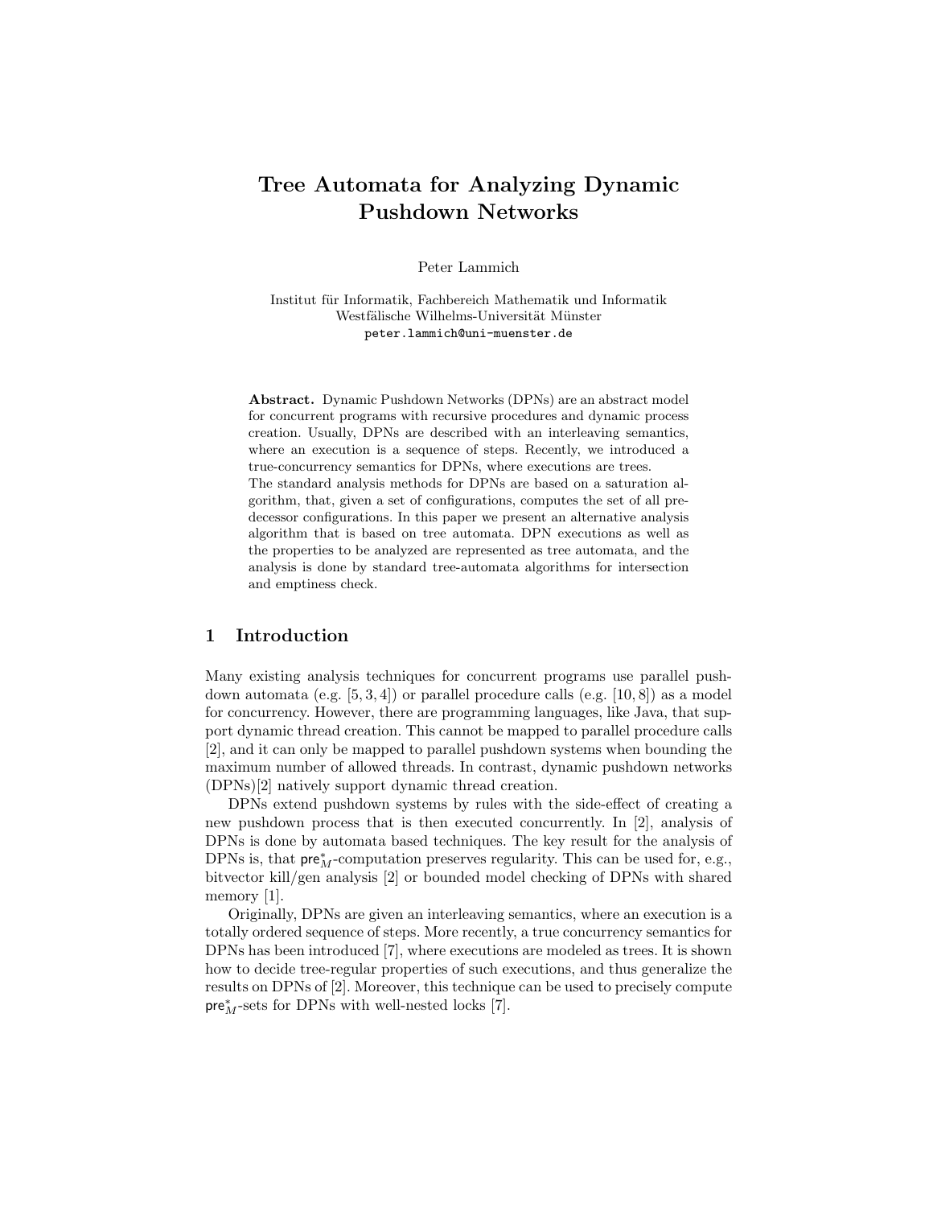# Tree Automata for Analyzing Dynamic Pushdown Networks

Peter Lammich

Institut für Informatik, Fachbereich Mathematik und Informatik
Westfälische Wilhelms-Universität Münster
peter.lammich@uni-muenster.de

**Abstract.** Dynamic Pushdown Networks (DPNs) are an abstract model for concurrent programs with recursive procedures and dynamic process creation. Usually, DPNs are described with an interleaving semantics, where an execution is a sequence of steps. Recently, we introduced a true-concurrency semantics for DPNs, where executions are trees.
The standard analysis methods for DPNs are based on a saturation algorithm, that, given a set of configurations, computes the set of all predecessor configurations. In this paper we present an alternative analysis algorithm that is based on tree automata. DPN executions as well as the properties to be analyzed are represented as tree automata, and the analysis is done by standard tree-automata algorithms for intersection and emptiness check.

## 1 Introduction

Many existing analysis techniques for concurrent programs use parallel pushdown automata (e.g. [5, 3, 4]) or parallel procedure calls (e.g. [10, 8]) as a model for concurrency. However, there are programming languages, like Java, that support dynamic thread creation. This cannot be mapped to parallel procedure calls [2], and it can only be mapped to parallel pushdown systems when bounding the maximum number of allowed threads. In contrast, dynamic pushdown networks (DPNs)[2] natively support dynamic thread creation.

DPNs extend pushdown systems by rules with the side-effect of creating a new pushdown process that is then executed concurrently. In [2], analysis of DPNs is done by automata based techniques. The key result for the analysis of DPNs is, that $\mathsf{pre}^*_M$-computation preserves regularity. This can be used for, e.g., bitvector kill/gen analysis [2] or bounded model checking of DPNs with shared memory [1].

Originally, DPNs are given an interleaving semantics, where an execution is a totally ordered sequence of steps. More recently, a true concurrency semantics for DPNs has been introduced [7], where executions are modeled as trees. It is shown how to decide tree-regular properties of such executions, and thus generalize the results on DPNs of [2]. Moreover, this technique can be used to precisely compute $\mathsf{pre}^*_M$-sets for DPNs with well-nested locks [7].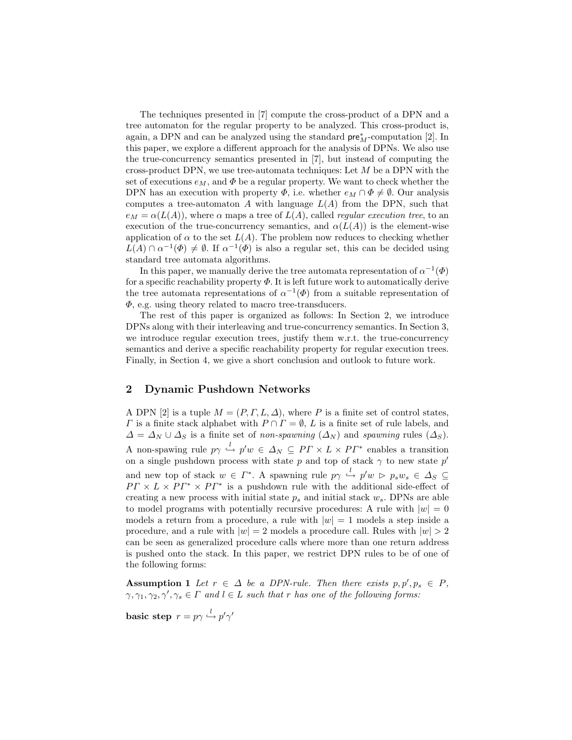The techniques presented in [7] compute the cross-product of a DPN and a tree automaton for the regular property to be analyzed. This cross-product is, again, a DPN and can be analyzed using the standard $\mathsf{pre}^*_M$-computation [2]. In this paper, we explore a different approach for the analysis of DPNs. We also use the true-concurrency semantics presented in [7], but instead of computing the cross-product DPN, we use tree-automata techniques: Let $M$ be a DPN with the set of executions $e_M$, and $\Phi$ be a regular property. We want to check whether the DPN has an execution with property $\Phi$, i.e. whether $e_M \cap \Phi \neq \emptyset$. Our analysis computes a tree-automaton $A$ with language $L(A)$ from the DPN, such that $e_M = \alpha(L(A))$, where $\alpha$ maps a tree of $L(A)$, called *regular execution tree*, to an execution of the true-concurrency semantics, and $\alpha(L(A))$ is the element-wise application of $\alpha$ to the set $L(A)$. The problem now reduces to checking whether $L(A) \cap \alpha^{-1}(\Phi) \neq \emptyset$. If $\alpha^{-1}(\Phi)$ is also a regular set, this can be decided using standard tree automata algorithms.

In this paper, we manually derive the tree automata representation of $\alpha^{-1}(\Phi)$ for a specific reachability property $\Phi$. It is left future work to automatically derive the tree automata representations of $\alpha^{-1}(\Phi)$ from a suitable representation of $\Phi$, e.g. using theory related to macro tree-transducers.

The rest of this paper is organized as follows: In Section 2, we introduce DPNs along with their interleaving and true-concurrency semantics. In Section 3, we introduce regular execution trees, justify them w.r.t. the true-concurrency semantics and derive a specific reachability property for regular execution trees. Finally, in Section 4, we give a short conclusion and outlook to future work.

## 2 Dynamic Pushdown Networks

A DPN [2] is a tuple $M = (P, \Gamma, L, \Delta)$, where $P$ is a finite set of control states, $\Gamma$ is a finite stack alphabet with $P \cap \Gamma = \emptyset$, $L$ is a finite set of rule labels, and $\Delta = \Delta_N \cup \Delta_S$ is a finite set of *non-spawning* ($\Delta_N$) and *spawning* rules ($\Delta_S$). A non-spawing rule $p\gamma \stackrel{l}{\hookrightarrow} p'w \in \Delta_N \subseteq P\Gamma \times L \times P\Gamma^*$ enables a transition on a single pushdown process with state $p$ and top of stack $\gamma$ to new state $p'$ and new top of stack $w \in \Gamma^*$. A spawning rule $p\gamma \stackrel{l}{\hookrightarrow} p'w \rhd p_s w_s \in \Delta_S \subseteq P\Gamma \times L \times P\Gamma^* \times P\Gamma^*$ is a pushdown rule with the additional side-effect of creating a new process with initial state $p_s$ and initial stack $w_s$. DPNs are able to model programs with potentially recursive procedures: A rule with $|w| = 0$ models a return from a procedure, a rule with $|w| = 1$ models a step inside a procedure, and a rule with $|w| = 2$ models a procedure call. Rules with $|w| > 2$ can be seen as generalized procedure calls where more than one return address is pushed onto the stack. In this paper, we restrict DPN rules to be of one of the following forms:

**Assumption 1** *Let $r \in \Delta$ be a DPN-rule. Then there exists $p, p', p_s \in P$, $\gamma, \gamma_1, \gamma_2, \gamma', \gamma_s \in \Gamma$ and $l \in L$ such that $r$ has one of the following forms:*

**basic step** $r = p\gamma \stackrel{l}{\hookrightarrow} p'\gamma'$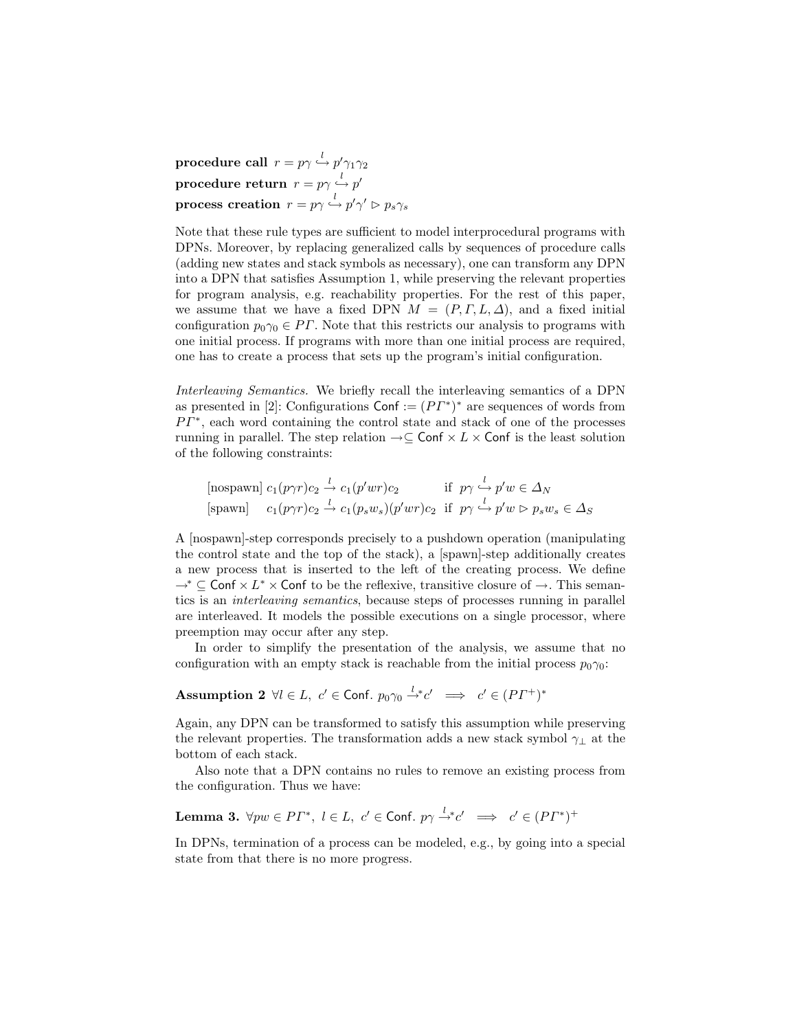**procedure call** $r = p\gamma \overset{l}{\hookrightarrow} p'\gamma_1\gamma_2$

**procedure return** $r = p\gamma \overset{l}{\hookrightarrow} p'$

**process creation** $r = p\gamma \overset{l}{\hookrightarrow} p'\gamma' \rhd p_s\gamma_s$

Note that these rule types are sufficient to model interprocedural programs with DPNs. Moreover, by replacing generalized calls by sequences of procedure calls (adding new states and stack symbols as necessary), one can transform any DPN into a DPN that satisfies Assumption 1, while preserving the relevant properties for program analysis, e.g. reachability properties. For the rest of this paper, we assume that we have a fixed DPN $M = (P, \Gamma, L, \Delta)$, and a fixed initial configuration $p_0\gamma_0 \in P\Gamma$. Note that this restricts our analysis to programs with one initial process. If programs with more than one initial process are required, one has to create a process that sets up the program's initial configuration.

*Interleaving Semantics.* We briefly recall the interleaving semantics of a DPN as presented in [2]: Configurations $\mathsf{Conf} := (P\Gamma^*)^*$ are sequences of words from $P\Gamma^*$, each word containing the control state and stack of one of the processes running in parallel. The step relation $\rightarrow \subseteq \mathsf{Conf} \times L \times \mathsf{Conf}$ is the least solution of the following constraints:

$$
\begin{array}{lll}
[\text{nospawn}] & c_1(p\gamma r)c_2 \xrightarrow{l} c_1(p'wr)c_2 & \text{if } p\gamma \overset{l}{\hookrightarrow} p'w \in \Delta_N \\
[\text{spawn}] & c_1(p\gamma r)c_2 \xrightarrow{l} c_1(p_s w_s)(p'wr)c_2 & \text{if } p\gamma \overset{l}{\hookrightarrow} p'w \rhd p_s w_s \in \Delta_S
\end{array}
$$

A [nospawn]-step corresponds precisely to a pushdown operation (manipulating the control state and the top of the stack), a [spawn]-step additionally creates a new process that is inserted to the left of the creating process. We define $\rightarrow^* \subseteq \mathsf{Conf} \times L^* \times \mathsf{Conf}$ to be the reflexive, transitive closure of $\rightarrow$. This semantics is an *interleaving semantics*, because steps of processes running in parallel are interleaved. It models the possible executions on a single processor, where preemption may occur after any step.

In order to simplify the presentation of the analysis, we assume that no configuration with an empty stack is reachable from the initial process $p_0\gamma_0$:

**Assumption 2** $\forall l \in L,\ c' \in \mathsf{Conf}.\ p_0\gamma_0 \xrightarrow{l}{}^* c' \implies c' \in (P\Gamma^+)^*$

Again, any DPN can be transformed to satisfy this assumption while preserving the relevant properties. The transformation adds a new stack symbol $\gamma_\bot$ at the bottom of each stack.

Also note that a DPN contains no rules to remove an existing process from the configuration. Thus we have:

**Lemma 3.** $\forall pw \in P\Gamma^*,\ l \in L,\ c' \in \mathsf{Conf}.\ p\gamma \xrightarrow{l}{}^* c' \implies c' \in (P\Gamma^*)^+$

In DPNs, termination of a process can be modeled, e.g., by going into a special state from that there is no more progress.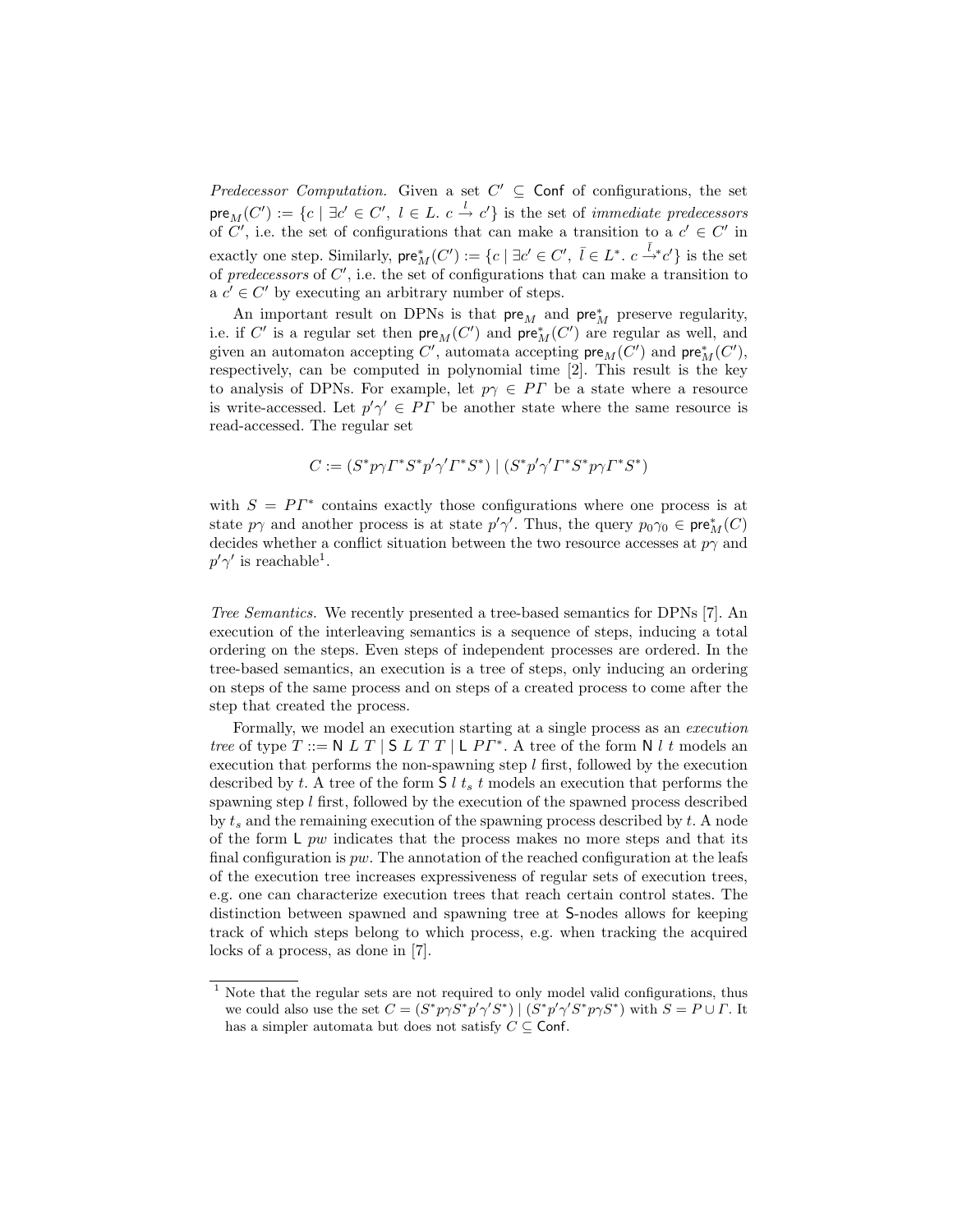*Predecessor Computation.* Given a set $C' \subseteq \mathsf{Conf}$ of configurations, the set $\mathsf{pre}_M(C') := \{c \mid \exists c' \in C',\ l \in L.\ c \xrightarrow{l} c'\}$ is the set of *immediate predecessors* of $C'$, i.e. the set of configurations that can make a transition to a $c' \in C'$ in exactly one step. Similarly, $\mathsf{pre}^*_M(C') := \{c \mid \exists c' \in C',\ \bar{l} \in L^*.\ c \xrightarrow{\bar{l}}{}^* c'\}$ is the set of *predecessors* of $C'$, i.e. the set of configurations that can make a transition to a $c' \in C'$ by executing an arbitrary number of steps.

An important result on DPNs is that $\mathsf{pre}_M$ and $\mathsf{pre}^*_M$ preserve regularity, i.e. if $C'$ is a regular set then $\mathsf{pre}_M(C')$ and $\mathsf{pre}^*_M(C')$ are regular as well, and given an automaton accepting $C'$, automata accepting $\mathsf{pre}_M(C')$ and $\mathsf{pre}^*_M(C')$, respectively, can be computed in polynomial time [2]. This result is the key to analysis of DPNs. For example, let $p\gamma \in P\Gamma$ be a state where a resource is write-accessed. Let $p'\gamma' \in P\Gamma$ be another state where the same resource is read-accessed. The regular set

$$C := (S^* p\gamma \Gamma^* S^* p'\gamma' \Gamma^* S^*) \mid (S^* p'\gamma' \Gamma^* S^* p\gamma \Gamma^* S^*)$$

with $S = P\Gamma^*$ contains exactly those configurations where one process is at state $p\gamma$ and another process is at state $p'\gamma'$. Thus, the query $p_0\gamma_0 \in \mathsf{pre}^*_M(C)$ decides whether a conflict situation between the two resource accesses at $p\gamma$ and $p'\gamma'$ is reachable[1].

*Tree Semantics.* We recently presented a tree-based semantics for DPNs [7]. An execution of the interleaving semantics is a sequence of steps, inducing a total ordering on the steps. Even steps of independent processes are ordered. In the tree-based semantics, an execution is a tree of steps, only inducing an ordering on steps of the same process and on steps of a created process to come after the step that created the process.

Formally, we model an execution starting at a single process as an *execution tree* of type $T ::= \mathsf{N}\ L\ T \mid \mathsf{S}\ L\ T\ T \mid \mathsf{L}\ P\Gamma^*$. A tree of the form $\mathsf{N}\ l\ t$ models an execution that performs the non-spawning step $l$ first, followed by the execution described by $t$. A tree of the form $\mathsf{S}\ l\ t_s\ t$ models an execution that performs the spawning step $l$ first, followed by the execution of the spawned process described by $t_s$ and the remaining execution of the spawning process described by $t$. A node of the form $\mathsf{L}\ pw$ indicates that the process makes no more steps and that its final configuration is $pw$. The annotation of the reached configuration at the leafs of the execution tree increases expressiveness of regular sets of execution trees, e.g. one can characterize execution trees that reach certain control states. The distinction between spawned and spawning tree at $\mathsf{S}$-nodes allows for keeping track of which steps belong to which process, e.g. when tracking the acquired locks of a process, as done in [7].

---

[1] Note that the regular sets are not required to only model valid configurations, thus we could also use the set $C = (S^* p\gamma S^* p'\gamma' S^*) \mid (S^* p'\gamma' S^* p\gamma S^*)$ with $S = P \cup \Gamma$. It has a simpler automata but does not satisfy $C \subseteq \mathsf{Conf}$.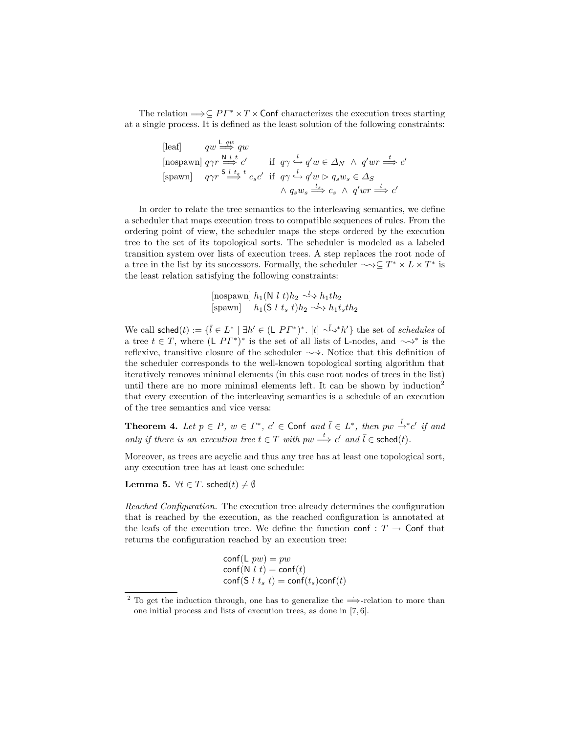The relation $\Longrightarrow \subseteq P\Gamma^* \times T \times \mathsf{Conf}$ characterizes the execution trees starting at a single process. It is defined as the least solution of the following constraints:

$$
\begin{array}{lll}
\text{[leaf]} & qw \overset{\mathsf{L}\ qw}{\Longrightarrow} qw & \\
\text{[nospawn]} & q\gamma r \overset{\mathsf{N}\ l\ t}{\Longrightarrow} c' & \text{if } q\gamma \overset{l}{\hookrightarrow} q'w \in \Delta_N \ \wedge\ q'wr \overset{t}{\Longrightarrow} c' \\
\text{[spawn]} & q\gamma r \overset{\mathsf{S}\ l\ t_s\ t}{\Longrightarrow} c_s c' & \text{if } q\gamma \overset{l}{\hookrightarrow} q'w \rhd q_s w_s \in \Delta_S \\
& & \wedge\ q_s w_s \overset{t_s}{\Longrightarrow} c_s \ \wedge\ q'wr \overset{t}{\Longrightarrow} c'
\end{array}
$$

In order to relate the tree semantics to the interleaving semantics, we define a scheduler that maps execution trees to compatible sequences of rules. From the ordering point of view, the scheduler maps the steps ordered by the execution tree to the set of its topological sorts. The scheduler is modeled as a labeled transition system over lists of execution trees. A step replaces the root node of a tree in the list by its successors. Formally, the scheduler $\rightsquigarrow \subseteq T^* \times L \times T^*$ is the least relation satisfying the following constraints:

$$
\begin{array}{ll}
\text{[nospawn]} & h_1(\mathsf{N}\ l\ t)h_2 \overset{l}{\rightsquigarrow} h_1 t h_2 \\
\text{[spawn]} & h_1(\mathsf{S}\ l\ t_s\ t)h_2 \overset{l}{\rightsquigarrow} h_1 t_s t h_2
\end{array}
$$

We call $\mathsf{sched}(t) := \{\bar{l} \in L^* \mid \exists h' \in (\mathsf{L}\ P\Gamma^*)^*.\ [t] \overset{\bar{l}}{\rightsquigarrow}{}^* h'\}$ the set of *schedules* of a tree $t \in T$, where $(\mathsf{L}\ P\Gamma^*)^*$ is the set of all lists of $\mathsf{L}$-nodes, and $\rightsquigarrow^*$ is the reflexive, transitive closure of the scheduler $\rightsquigarrow$. Notice that this definition of the scheduler corresponds to the well-known topological sorting algorithm that iteratively removes minimal elements (in this case root nodes of trees in the list) until there are no more minimal elements left. It can be shown by induction[2] that every execution of the interleaving semantics is a schedule of an execution of the tree semantics and vice versa:

**Theorem 4.** *Let $p \in P$, $w \in \Gamma^*$, $c' \in \mathsf{Conf}$ and $\bar{l} \in L^*$, then $pw \overset{\bar{l}}{\rightarrow}{}^* c'$ if and only if there is an execution tree $t \in T$ with $pw \overset{t}{\Longrightarrow} c'$ and $\bar{l} \in \mathsf{sched}(t)$.*

Moreover, as trees are acyclic and thus any tree has at least one topological sort, any execution tree has at least one schedule:

**Lemma 5.** $\forall t \in T.\ \mathsf{sched}(t) \neq \emptyset$

*Reached Configuration.* The execution tree already determines the configuration that is reached by the execution, as the reached configuration is annotated at the leafs of the execution tree. We define the function $\mathsf{conf} : T \rightarrow \mathsf{Conf}$ that returns the configuration reached by an execution tree:

$$
\begin{array}{l}
\mathsf{conf}(\mathsf{L}\ pw) = pw \\
\mathsf{conf}(\mathsf{N}\ l\ t) = \mathsf{conf}(t) \\
\mathsf{conf}(\mathsf{S}\ l\ t_s\ t) = \mathsf{conf}(t_s)\mathsf{conf}(t)
\end{array}
$$

---

[2] To get the induction through, one has to generalize the $\overset{\cdot}{\Longrightarrow}$-relation to more than one initial process and lists of execution trees, as done in [7, 6].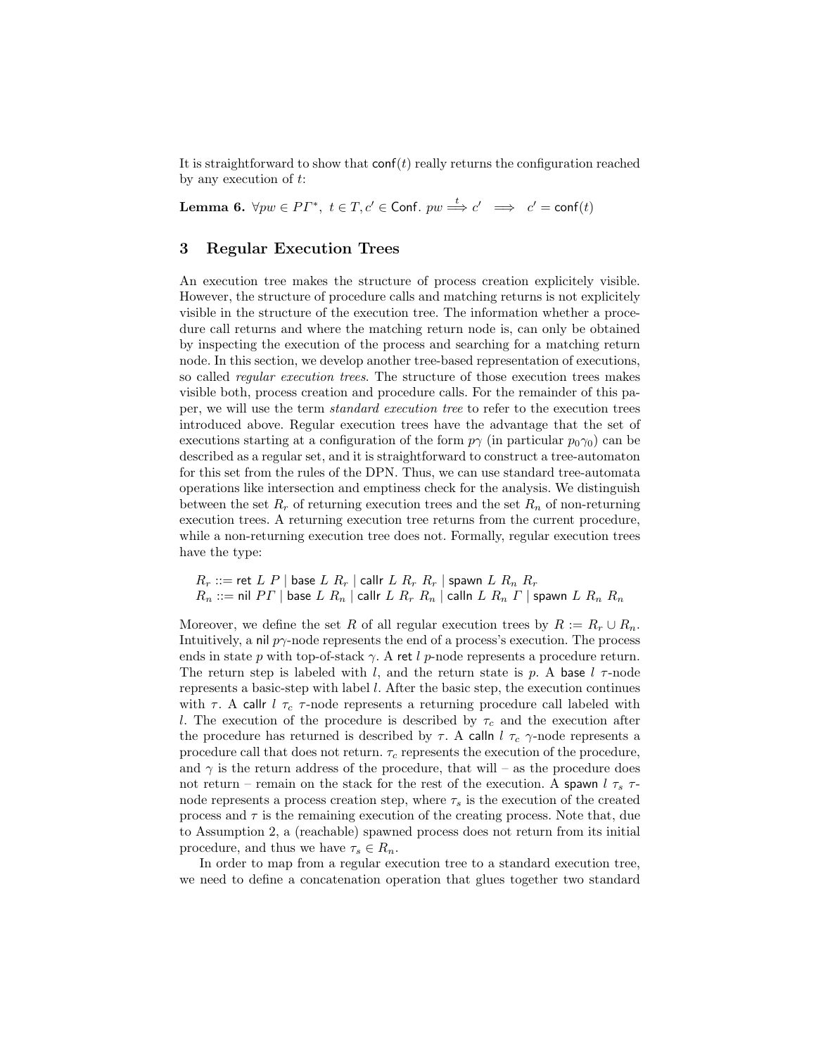It is straightforward to show that $\mathsf{conf}(t)$ really returns the configuration reached by any execution of $t$:

**Lemma 6.** $\forall pw \in P\Gamma^*,\ t \in T, c' \in \mathsf{Conf}.\ pw \overset{t}{\Longrightarrow} c' \implies c' = \mathsf{conf}(t)$

## 3 Regular Execution Trees

An execution tree makes the structure of process creation explicitely visible. However, the structure of procedure calls and matching returns is not explicitely visible in the structure of the execution tree. The information whether a procedure call returns and where the matching return node is, can only be obtained by inspecting the execution of the process and searching for a matching return node. In this section, we develop another tree-based representation of executions, so called *regular execution trees*. The structure of those execution trees makes visible both, process creation and procedure calls. For the remainder of this paper, we will use the term *standard execution tree* to refer to the execution trees introduced above. Regular execution trees have the advantage that the set of executions starting at a configuration of the form $p\gamma$ (in particular $p_0\gamma_0$) can be described as a regular set, and it is straightforward to construct a tree-automaton for this set from the rules of the DPN. Thus, we can use standard tree-automata operations like intersection and emptiness check for the analysis. We distinguish between the set $R_r$ of returning execution trees and the set $R_n$ of non-returning execution trees. A returning execution tree returns from the current procedure, while a non-returning execution tree does not. Formally, regular execution trees have the type:

$$R_r ::= \mathsf{ret}\ L\ P \mid \mathsf{base}\ L\ R_r \mid \mathsf{callr}\ L\ R_r\ R_r \mid \mathsf{spawn}\ L\ R_n\ R_r$$
$$R_n ::= \mathsf{nil}\ P\Gamma \mid \mathsf{base}\ L\ R_n \mid \mathsf{callr}\ L\ R_r\ R_n \mid \mathsf{calln}\ L\ R_n\ \Gamma \mid \mathsf{spawn}\ L\ R_n\ R_n$$

Moreover, we define the set $R$ of all regular execution trees by $R := R_r \cup R_n$. Intuitively, a $\mathsf{nil}\ p\gamma$-node represents the end of a process's execution. The process ends in state $p$ with top-of-stack $\gamma$. A $\mathsf{ret}\ l\ p$-node represents a procedure return. The return step is labeled with $l$, and the return state is $p$. A $\mathsf{base}\ l\ \tau$-node represents a basic-step with label $l$. After the basic step, the execution continues with $\tau$. A $\mathsf{callr}\ l\ \tau_c\ \tau$-node represents a returning procedure call labeled with $l$. The execution of the procedure is described by $\tau_c$ and the execution after the procedure has returned is described by $\tau$. A $\mathsf{calln}\ l\ \tau_c\ \gamma$-node represents a procedure call that does not return. $\tau_c$ represents the execution of the procedure, and $\gamma$ is the return address of the procedure, that will – as the procedure does not return – remain on the stack for the rest of the execution. A $\mathsf{spawn}\ l\ \tau_s\ \tau$-node represents a process creation step, where $\tau_s$ is the execution of the created process and $\tau$ is the remaining execution of the creating process. Note that, due to Assumption 2, a (reachable) spawned process does not return from its initial procedure, and thus we have $\tau_s \in R_n$.

In order to map from a regular execution tree to a standard execution tree, we need to define a concatenation operation that glues together two standard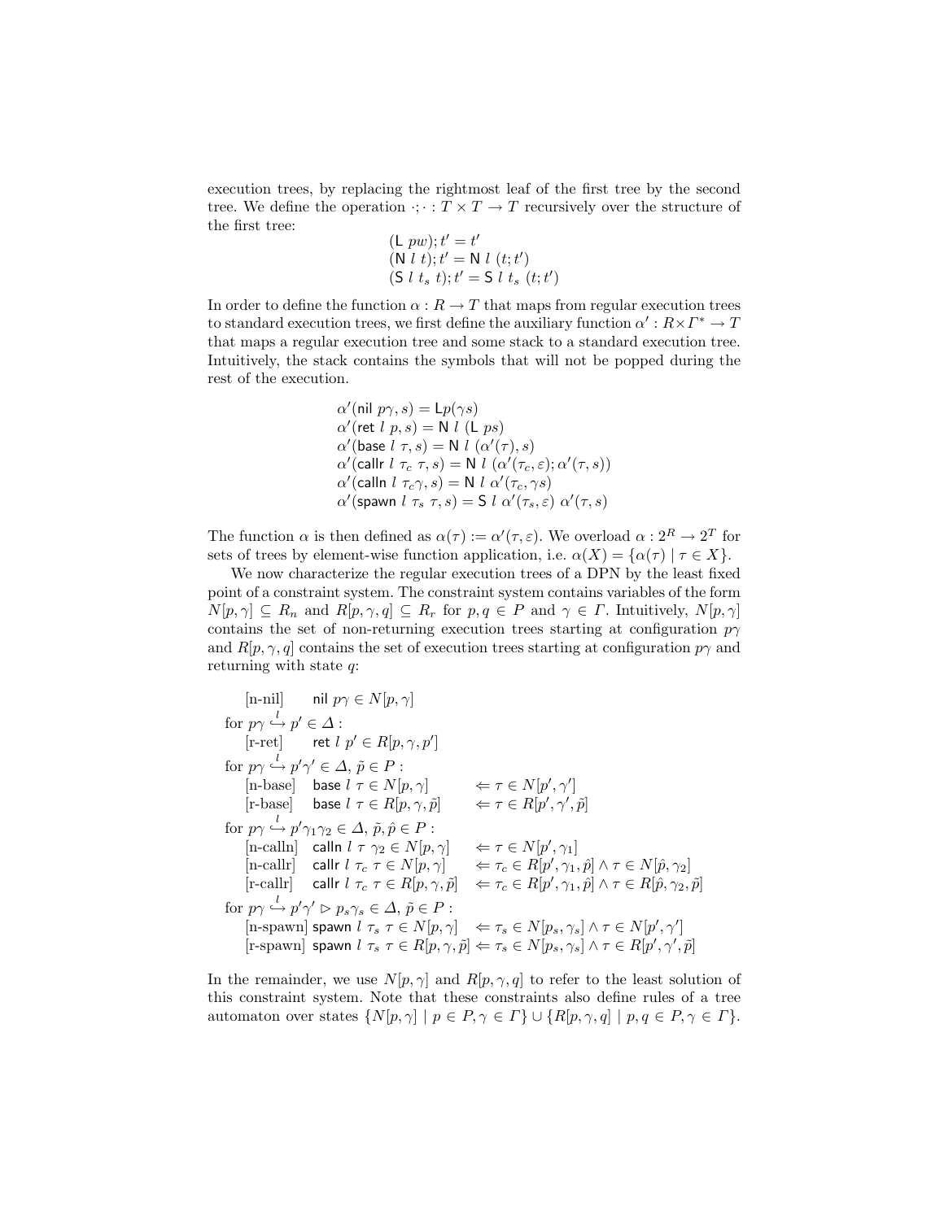execution trees, by replacing the rightmost leaf of the first tree by the second tree. We define the operation $\cdot;\cdot : T \times T \to T$ recursively over the structure of the first tree:

$$
\begin{aligned}
&(\mathsf{L}\ pw); t' = t' \\
&(\mathsf{N}\ l\ t); t' = \mathsf{N}\ l\ (t; t') \\
&(\mathsf{S}\ l\ t_s\ t); t' = \mathsf{S}\ l\ t_s\ (t; t')
\end{aligned}
$$

In order to define the function $\alpha : R \to T$ that maps from regular execution trees to standard execution trees, we first define the auxiliary function $\alpha' : R \times \Gamma^* \to T$ that maps a regular execution tree and some stack to a standard execution tree. Intuitively, the stack contains the symbols that will not be popped during the rest of the execution.

$$
\begin{aligned}
&\alpha'(\mathsf{nil}\ p\gamma, s) = \mathsf{L} p(\gamma s) \\
&\alpha'(\mathsf{ret}\ l\ p, s) = \mathsf{N}\ l\ (\mathsf{L}\ ps) \\
&\alpha'(\mathsf{base}\ l\ \tau, s) = \mathsf{N}\ l\ (\alpha'(\tau), s) \\
&\alpha'(\mathsf{callr}\ l\ \tau_c\ \tau, s) = \mathsf{N}\ l\ (\alpha'(\tau_c, \varepsilon); \alpha'(\tau, s)) \\
&\alpha'(\mathsf{calln}\ l\ \tau_c \gamma, s) = \mathsf{N}\ l\ \alpha'(\tau_c, \gamma s) \\
&\alpha'(\mathsf{spawn}\ l\ \tau_s\ \tau, s) = \mathsf{S}\ l\ \alpha'(\tau_s, \varepsilon)\ \alpha'(\tau, s)
\end{aligned}
$$

The function $\alpha$ is then defined as $\alpha(\tau) := \alpha'(\tau, \varepsilon)$. We overload $\alpha : 2^R \to 2^T$ for sets of trees by element-wise function application, i.e. $\alpha(X) = \{\alpha(\tau) \mid \tau \in X\}$.

We now characterize the regular execution trees of a DPN by the least fixed point of a constraint system. The constraint system contains variables of the form $N[p, \gamma] \subseteq R_n$ and $R[p, \gamma, q] \subseteq R_r$ for $p, q \in P$ and $\gamma \in \Gamma$. Intuitively, $N[p, \gamma]$ contains the set of non-returning execution trees starting at configuration $p\gamma$ and $R[p, \gamma, q]$ contains the set of execution trees starting at configuration $p\gamma$ and returning with state $q$:

$$
\begin{array}{lll}
\quad\text{[n-nil]} & \mathsf{nil}\ p\gamma \in N[p, \gamma] & \\
\text{for } p\gamma \overset{l}{\hookrightarrow} p' \in \Delta: & & \\
\quad\text{[r-ret]} & \mathsf{ret}\ l\ p' \in R[p, \gamma, p'] & \\
\text{for } p\gamma \overset{l}{\hookrightarrow} p'\gamma' \in \Delta,\ \tilde{p} \in P: & & \\
\quad\text{[n-base]} & \mathsf{base}\ l\ \tau \in N[p, \gamma] & \Leftarrow \tau \in N[p', \gamma'] \\
\quad\text{[r-base]} & \mathsf{base}\ l\ \tau \in R[p, \gamma, \tilde{p}] & \Leftarrow \tau \in R[p', \gamma', \tilde{p}] \\
\text{for } p\gamma \overset{l}{\hookrightarrow} p'\gamma_1\gamma_2 \in \Delta,\ \tilde{p}, \hat{p} \in P: & & \\
\quad\text{[n-calln]} & \mathsf{calln}\ l\ \tau\ \gamma_2 \in N[p, \gamma] & \Leftarrow \tau \in N[p', \gamma_1] \\
\quad\text{[n-callr]} & \mathsf{callr}\ l\ \tau_c\ \tau \in N[p, \gamma] & \Leftarrow \tau_c \in R[p', \gamma_1, \hat{p}] \land \tau \in N[\hat{p}, \gamma_2] \\
\quad\text{[r-callr]} & \mathsf{callr}\ l\ \tau_c\ \tau \in R[p, \gamma, \tilde{p}] & \Leftarrow \tau_c \in R[p', \gamma_1, \hat{p}] \land \tau \in R[\hat{p}, \gamma_2, \tilde{p}] \\
\text{for } p\gamma \overset{l}{\hookrightarrow} p'\gamma' \rhd p_s\gamma_s \in \Delta,\ \tilde{p} \in P: & & \\
\quad\text{[n-spawn]} & \mathsf{spawn}\ l\ \tau_s\ \tau \in N[p, \gamma] & \Leftarrow \tau_s \in N[p_s, \gamma_s] \land \tau \in N[p', \gamma'] \\
\quad\text{[r-spawn]} & \mathsf{spawn}\ l\ \tau_s\ \tau \in R[p, \gamma, \tilde{p}] & \Leftarrow \tau_s \in N[p_s, \gamma_s] \land \tau \in R[p', \gamma', \tilde{p}]
\end{array}
$$

In the remainder, we use $N[p, \gamma]$ and $R[p, \gamma, q]$ to refer to the least solution of this constraint system. Note that these constraints also define rules of a tree automaton over states $\{N[p, \gamma] \mid p \in P, \gamma \in \Gamma\} \cup \{R[p, \gamma, q] \mid p, q \in P, \gamma \in \Gamma\}$.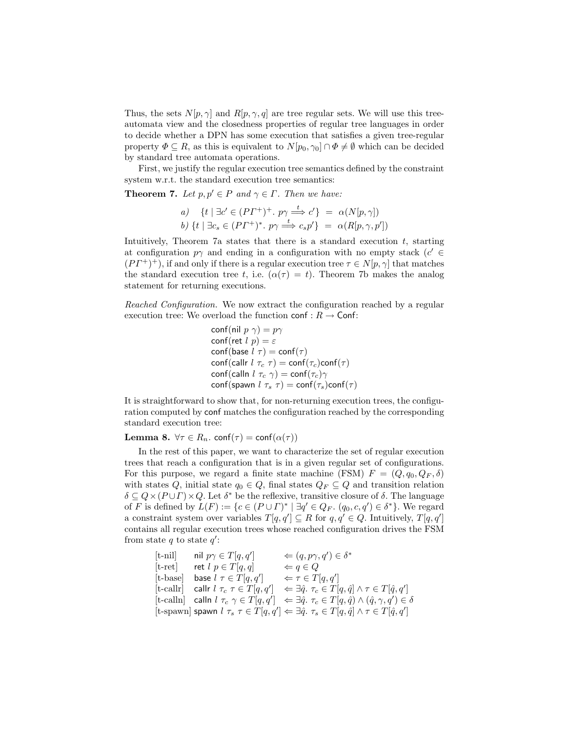Thus, the sets $N[p, \gamma]$ and $R[p, \gamma, q]$ are tree regular sets. We will use this tree-automata view and the closedness properties of regular tree languages in order to decide whether a DPN has some execution that satisfies a given tree-regular property $\Phi \subseteq R$, as this is equivalent to $N[p_0, \gamma_0] \cap \Phi \neq \emptyset$ which can be decided by standard tree automata operations.

First, we justify the regular execution tree semantics defined by the constraint system w.r.t. the standard execution tree semantics:

**Theorem 7.** *Let $p, p' \in P$ and $\gamma \in \Gamma$. Then we have:*

$$a) \quad \{t \mid \exists c' \in (P\Gamma^+)^+.\ p\gamma \stackrel{t}{\Longrightarrow} c'\} \ = \ \alpha(N[p, \gamma])$$

$$b) \ \{t \mid \exists c_s \in (P\Gamma^+)^*.\ p\gamma \stackrel{t}{\Longrightarrow} c_s p'\} \ = \ \alpha(R[p, \gamma, p'])$$

Intuitively, Theorem 7a states that there is a standard execution $t$, starting at configuration $p\gamma$ and ending in a configuration with no empty stack ($c' \in (P\Gamma^+)^+$), if and only if there is a regular execution tree $\tau \in N[p, \gamma]$ that matches the standard execution tree $t$, i.e. ($\alpha(\tau) = t$). Theorem 7b makes the analog statement for returning executions.

*Reached Configuration.* We now extract the configuration reached by a regular execution tree: We overload the function $\mathsf{conf} : R \to \mathsf{Conf}$:

$$\begin{aligned}
&\mathsf{conf}(\mathsf{nil}\ p\ \gamma) = p\gamma \\
&\mathsf{conf}(\mathsf{ret}\ l\ p) = \varepsilon \\
&\mathsf{conf}(\mathsf{base}\ l\ \tau) = \mathsf{conf}(\tau) \\
&\mathsf{conf}(\mathsf{callr}\ l\ \tau_c\ \tau) = \mathsf{conf}(\tau_c)\mathsf{conf}(\tau) \\
&\mathsf{conf}(\mathsf{calln}\ l\ \tau_c\ \gamma) = \mathsf{conf}(\tau_c)\gamma \\
&\mathsf{conf}(\mathsf{spawn}\ l\ \tau_s\ \tau) = \mathsf{conf}(\tau_s)\mathsf{conf}(\tau)
\end{aligned}$$

It is straightforward to show that, for non-returning execution trees, the configuration computed by $\mathsf{conf}$ matches the configuration reached by the corresponding standard execution tree:

**Lemma 8.** $\forall \tau \in R_n.\ \mathsf{conf}(\tau) = \mathsf{conf}(\alpha(\tau))$

In the rest of this paper, we want to characterize the set of regular execution trees that reach a configuration that is in a given regular set of configurations. For this purpose, we regard a finite state machine (FSM) $F = (Q, q_0, Q_F, \delta)$ with states $Q$, initial state $q_0 \in Q$, final states $Q_F \subseteq Q$ and transition relation $\delta \subseteq Q \times (P \cup \Gamma) \times Q$. Let $\delta^*$ be the reflexive, transitive closure of $\delta$. The language of $F$ is defined by $L(F) := \{c \in (P \cup \Gamma)^* \mid \exists q' \in Q_F.\ (q_0, c, q') \in \delta^*\}$. We regard a constraint system over variables $T[q, q'] \subseteq R$ for $q, q' \in Q$. Intuitively, $T[q, q']$ contains all regular execution trees whose reached configuration drives the FSM from state $q$ to state $q'$:

$$\begin{array}{lll}
\text{[t-nil]} & \mathsf{nil}\ p\gamma \in T[q, q'] & \Leftarrow (q, p\gamma, q') \in \delta^* \\
\text{[t-ret]} & \mathsf{ret}\ l\ p \in T[q, q] & \Leftarrow q \in Q \\
\text{[t-base]} & \mathsf{base}\ l\ \tau \in T[q, q'] & \Leftarrow \tau \in T[q, q'] \\
\text{[t-callr]} & \mathsf{callr}\ l\ \tau_c\ \tau \in T[q, q'] & \Leftarrow \exists \hat{q}.\ \tau_c \in T[q, \hat{q}] \wedge \tau \in T[\hat{q}, q'] \\
\text{[t-calln]} & \mathsf{calln}\ l\ \tau_c\ \gamma \in T[q, q'] & \Leftarrow \exists \hat{q}.\ \tau_c \in T[q, \hat{q}) \wedge (\hat{q}, \gamma, q') \in \delta \\
\text{[t-spawn]} & \mathsf{spawn}\ l\ \tau_s\ \tau \in T[q, q'] & \Leftarrow \exists \hat{q}.\ \tau_s \in T[q, \hat{q}] \wedge \tau \in T[\hat{q}, q']
\end{array}$$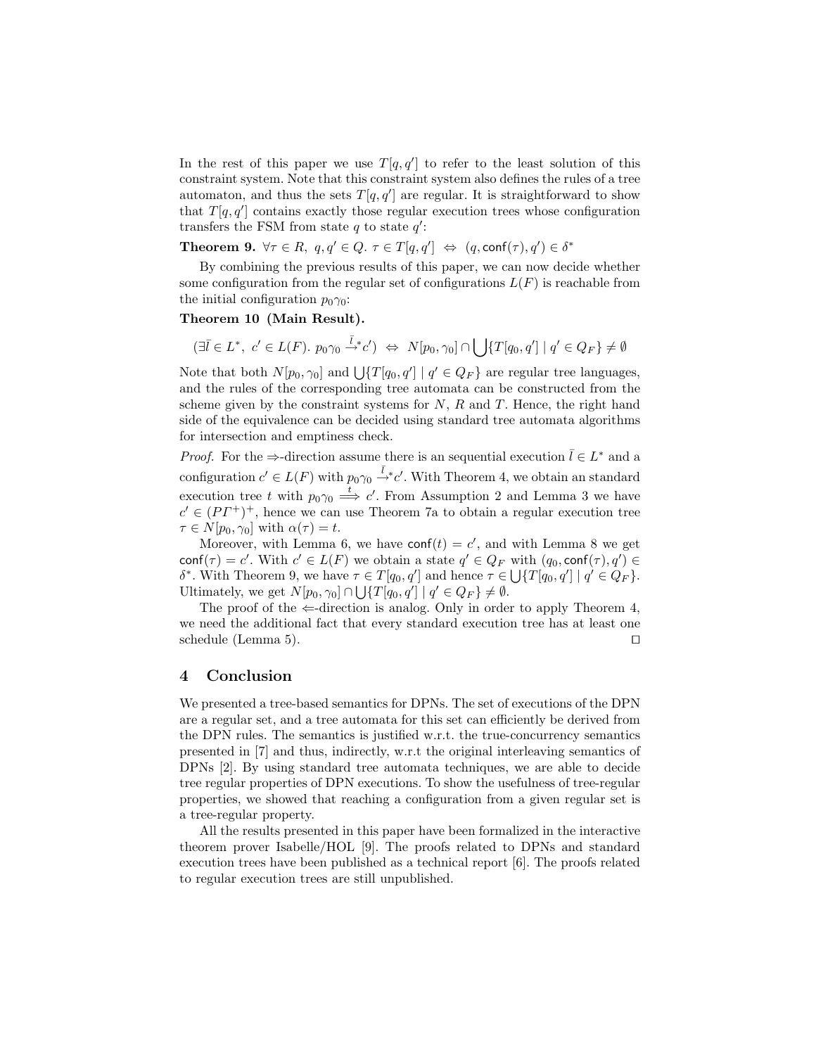In the rest of this paper we use $T[q,q']$ to refer to the least solution of this constraint system. Note that this constraint system also defines the rules of a tree automaton, and thus the sets $T[q,q']$ are regular. It is straightforward to show that $T[q,q']$ contains exactly those regular execution trees whose configuration transfers the FSM from state $q$ to state $q'$:

**Theorem 9.** $\forall \tau \in R,\ q,q' \in Q.\ \tau \in T[q,q'] \ \Leftrightarrow\ (q, \mathsf{conf}(\tau), q') \in \delta^*$

By combining the previous results of this paper, we can now decide whether some configuration from the regular set of configurations $L(F)$ is reachable from the initial configuration $p_0\gamma_0$:

**Theorem 10 (Main Result).**

$$(\exists \bar{l} \in L^*,\ c' \in L(F).\ p_0\gamma_0 \xrightarrow{\bar{l}}{}^* c') \ \Leftrightarrow\ N[p_0,\gamma_0] \cap \bigcup\{T[q_0,q'] \mid q' \in Q_F\} \neq \emptyset$$

Note that both $N[p_0,\gamma_0]$ and $\bigcup\{T[q_0,q'] \mid q' \in Q_F\}$ are regular tree languages, and the rules of the corresponding tree automata can be constructed from the scheme given by the constraint systems for $N$, $R$ and $T$. Hence, the right hand side of the equivalence can be decided using standard tree automata algorithms for intersection and emptiness check.

*Proof.* For the $\Rightarrow$-direction assume there is an sequential execution $\bar{l} \in L^*$ and a configuration $c' \in L(F)$ with $p_0\gamma_0 \xrightarrow{\bar{l}}{}^* c'$. With Theorem 4, we obtain an standard execution tree $t$ with $p_0\gamma_0 \overset{t}{\Longrightarrow} c'$. From Assumption 2 and Lemma 3 we have $c' \in (P\Gamma^+)^+$, hence we can use Theorem 7a to obtain a regular execution tree $\tau \in N[p_0,\gamma_0]$ with $\alpha(\tau) = t$.

Moreover, with Lemma 6, we have $\mathsf{conf}(t) = c'$, and with Lemma 8 we get $\mathsf{conf}(\tau) = c'$. With $c' \in L(F)$ we obtain a state $q' \in Q_F$ with $(q_0, \mathsf{conf}(\tau), q') \in \delta^*$. With Theorem 9, we have $\tau \in T[q_0,q']$ and hence $\tau \in \bigcup\{T[q_0,q'] \mid q' \in Q_F\}$. Ultimately, we get $N[p_0,\gamma_0] \cap \bigcup\{T[q_0,q'] \mid q' \in Q_F\} \neq \emptyset$.

The proof of the $\Leftarrow$-direction is analog. Only in order to apply Theorem 4, we need the additional fact that every standard execution tree has at least one schedule (Lemma 5). $\square$

## 4 Conclusion

We presented a tree-based semantics for DPNs. The set of executions of the DPN are a regular set, and a tree automata for this set can efficiently be derived from the DPN rules. The semantics is justified w.r.t. the true-concurrency semantics presented in [7] and thus, indirectly, w.r.t the original interleaving semantics of DPNs [2]. By using standard tree automata techniques, we are able to decide tree regular properties of DPN executions. To show the usefulness of tree-regular properties, we showed that reaching a configuration from a given regular set is a tree-regular property.

All the results presented in this paper have been formalized in the interactive theorem prover Isabelle/HOL [9]. The proofs related to DPNs and standard execution trees have been published as a technical report [6]. The proofs related to regular execution trees are still unpublished.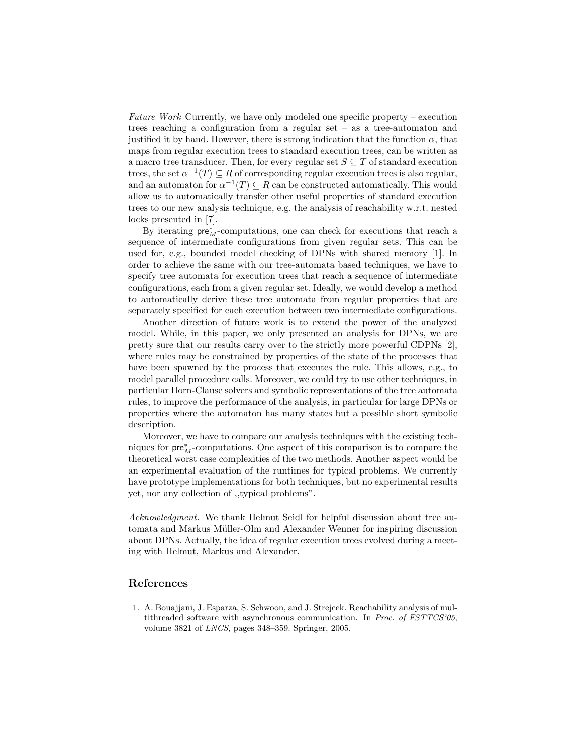*Future Work* Currently, we have only modeled one specific property – execution trees reaching a configuration from a regular set – as a tree-automaton and justified it by hand. However, there is strong indication that the function $\alpha$, that maps from regular execution trees to standard execution trees, can be written as a macro tree transducer. Then, for every regular set $S \subseteq T$ of standard execution trees, the set $\alpha^{-1}(T) \subseteq R$ of corresponding regular execution trees is also regular, and an automaton for $\alpha^{-1}(T) \subseteq R$ can be constructed automatically. This would allow us to automatically transfer other useful properties of standard execution trees to our new analysis technique, e.g. the analysis of reachability w.r.t. nested locks presented in [7].

By iterating $\mathsf{pre}^*_M$-computations, one can check for executions that reach a sequence of intermediate configurations from given regular sets. This can be used for, e.g., bounded model checking of DPNs with shared memory [1]. In order to achieve the same with our tree-automata based techniques, we have to specify tree automata for execution trees that reach a sequence of intermediate configurations, each from a given regular set. Ideally, we would develop a method to automatically derive these tree automata from regular properties that are separately specified for each execution between two intermediate configurations.

Another direction of future work is to extend the power of the analyzed model. While, in this paper, we only presented an analysis for DPNs, we are pretty sure that our results carry over to the strictly more powerful CDPNs [2], where rules may be constrained by properties of the state of the processes that have been spawned by the process that executes the rule. This allows, e.g., to model parallel procedure calls. Moreover, we could try to use other techniques, in particular Horn-Clause solvers and symbolic representations of the tree automata rules, to improve the performance of the analysis, in particular for large DPNs or properties where the automaton has many states but a possible short symbolic description.

Moreover, we have to compare our analysis techniques with the existing techniques for $\mathsf{pre}^*_M$-computations. One aspect of this comparison is to compare the theoretical worst case complexities of the two methods. Another aspect would be an experimental evaluation of the runtimes for typical problems. We currently have prototype implementations for both techniques, but no experimental results yet, nor any collection of ,,typical problems".

*Acknowledgment.* We thank Helmut Seidl for helpful discussion about tree automata and Markus Müller-Olm and Alexander Wenner for inspiring discussion about DPNs. Actually, the idea of regular execution trees evolved during a meeting with Helmut, Markus and Alexander.

## References

1. A. Bouajjani, J. Esparza, S. Schwoon, and J. Strejcek. Reachability analysis of multithreaded software with asynchronous communication. In *Proc. of FSTTCS'05*, volume 3821 of *LNCS*, pages 348–359. Springer, 2005.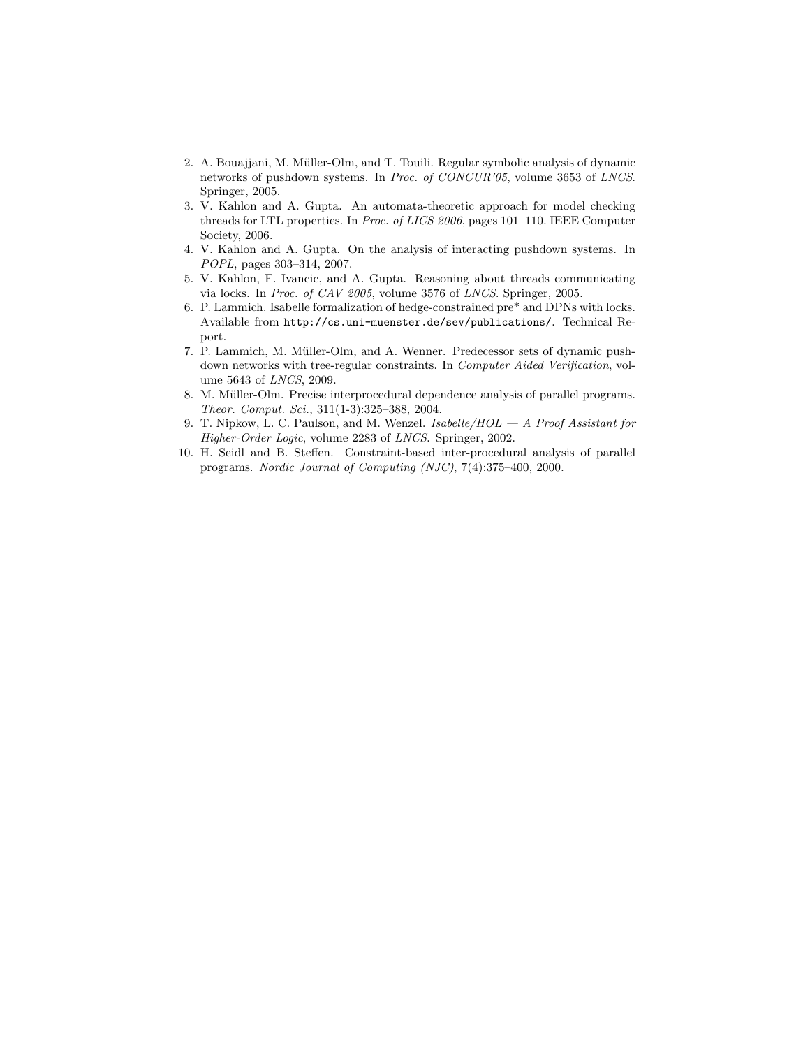2. A. Bouajjani, M. Müller-Olm, and T. Touili. Regular symbolic analysis of dynamic networks of pushdown systems. In *Proc. of CONCUR'05*, volume 3653 of *LNCS*. Springer, 2005.
3. V. Kahlon and A. Gupta. An automata-theoretic approach for model checking threads for LTL properties. In *Proc. of LICS 2006*, pages 101–110. IEEE Computer Society, 2006.
4. V. Kahlon and A. Gupta. On the analysis of interacting pushdown systems. In *POPL*, pages 303–314, 2007.
5. V. Kahlon, F. Ivancic, and A. Gupta. Reasoning about threads communicating via locks. In *Proc. of CAV 2005*, volume 3576 of *LNCS*. Springer, 2005.
6. P. Lammich. Isabelle formalization of hedge-constrained pre* and DPNs with locks. Available from `http://cs.uni-muenster.de/sev/publications/`. Technical Report.
7. P. Lammich, M. Müller-Olm, and A. Wenner. Predecessor sets of dynamic pushdown networks with tree-regular constraints. In *Computer Aided Verification*, volume 5643 of *LNCS*, 2009.
8. M. Müller-Olm. Precise interprocedural dependence analysis of parallel programs. *Theor. Comput. Sci.*, 311(1-3):325–388, 2004.
9. T. Nipkow, L. C. Paulson, and M. Wenzel. *Isabelle/HOL — A Proof Assistant for Higher-Order Logic*, volume 2283 of *LNCS*. Springer, 2002.
10. H. Seidl and B. Steffen. Constraint-based inter-procedural analysis of parallel programs. *Nordic Journal of Computing (NJC)*, 7(4):375–400, 2000.